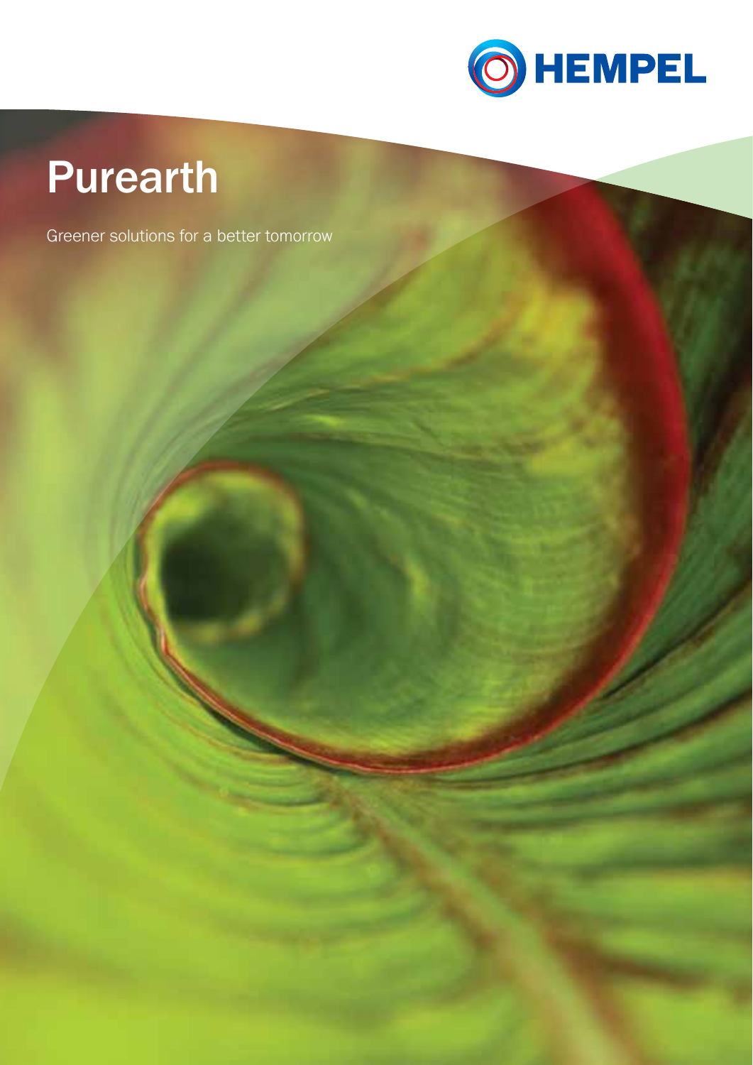HEMPEL

# Purearth

Greener solutions for a better tomorrow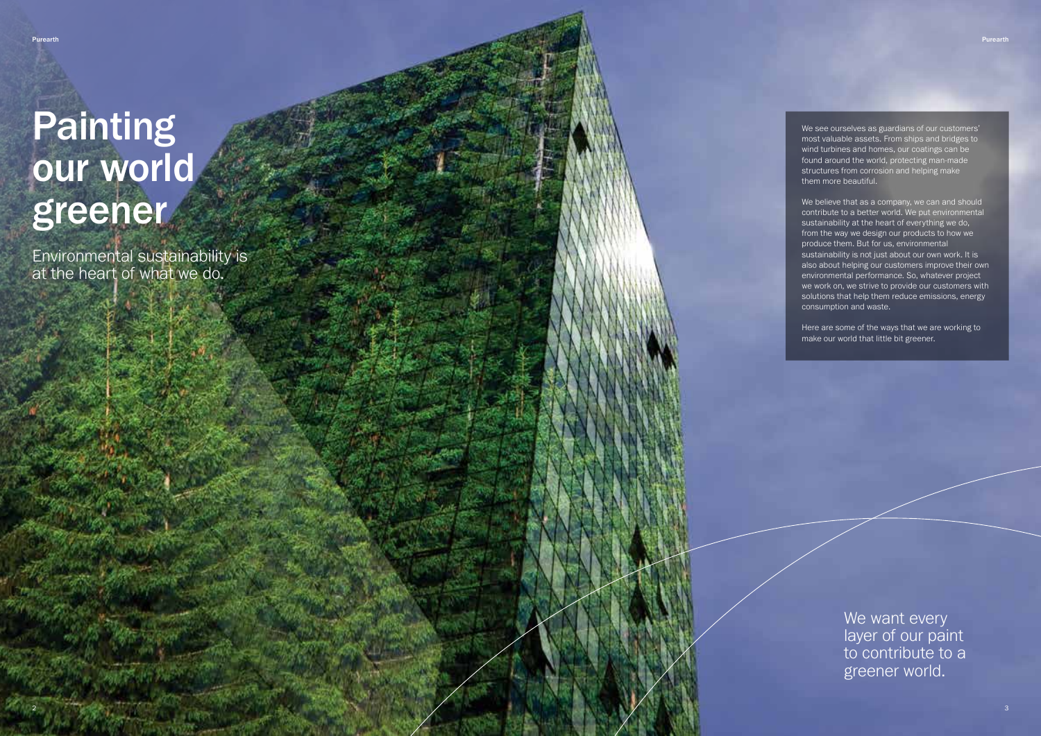# Painting our world greener

Environmental sustainability is at the heart of what we do.

We see ourselves as guardians of our customers' most valuable assets. From ships and bridges to wind turbines and homes, our coatings can be found around the world, protecting man-made structures from corrosion and helping make them more beautiful.

We believe that as a company, we can and should contribute to a better world. We put environmental sustainability at the heart of everything we do, from the way we design our products to how we produce them. But for us, environmental sustainability is not just about our own work. It is also about helping our customers improve their own environmental performance. So, whatever project we work on, we strive to provide our customers with solutions that help them reduce emissions, energy consumption and waste.

Here are some of the ways that we are working to make our world that little bit greener.

We want every layer of our paint to contribute to a greener world.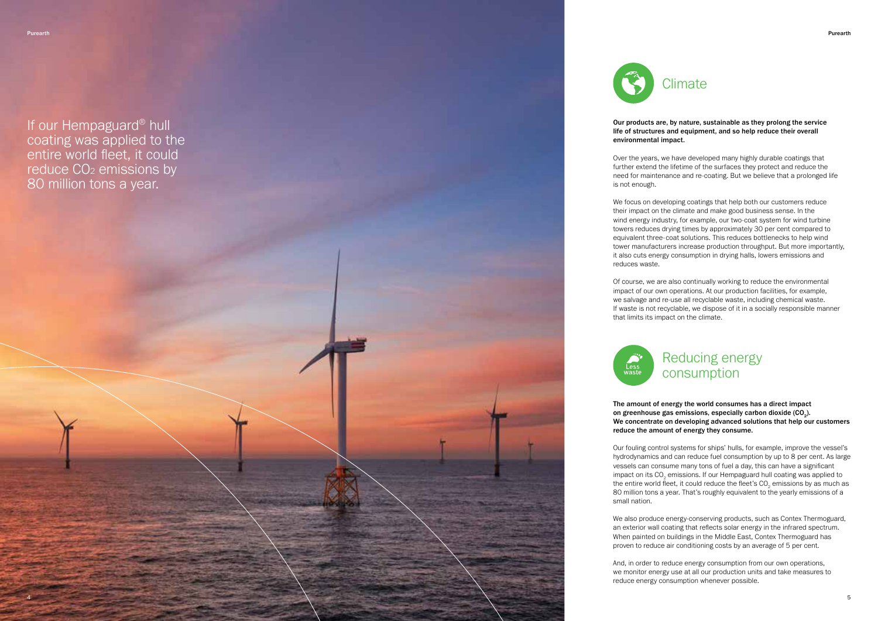If our Hempaguard® hull coating was applied to the entire world fleet, it could reduce $CO_2$ emissions by 80 million tons a year.

## Climate

**Our products are, by nature, sustainable as they prolong the service life of structures and equipment, and so help reduce their overall environmental impact.**

Over the years, we have developed many highly durable coatings that further extend the lifetime of the surfaces they protect and reduce the need for maintenance and re-coating. But we believe that a prolonged life is not enough.

We focus on developing coatings that help both our customers reduce their impact on the climate and make good business sense. In the wind energy industry, for example, our two-coat system for wind turbine towers reduces drying times by approximately 30 per cent compared to equivalent three-coat solutions. This reduces bottlenecks to help wind tower manufacturers increase production throughput. But more importantly, it also cuts energy consumption in drying halls, lowers emissions and reduces waste.

Of course, we are also continually working to reduce the environmental impact of our own operations. At our production facilities, for example, we salvage and re-use all recyclable waste, including chemical waste. If waste is not recyclable, we dispose of it in a socially responsible manner that limits its impact on the climate.

## Reducing energy consumption

**The amount of energy the world consumes has a direct impact on greenhouse gas emissions, especially carbon dioxide ($CO_2$). We concentrate on developing advanced solutions that help our customers reduce the amount of energy they consume.**

Our fouling control systems for ships' hulls, for example, improve the vessel's hydrodynamics and can reduce fuel consumption by up to 8 per cent. As large vessels can consume many tons of fuel a day, this can have a significant impact on its $CO_2$ emissions. If our Hempaguard hull coating was applied to the entire world fleet, it could reduce the fleet's $CO_2$ emissions by as much as 80 million tons a year. That's roughly equivalent to the yearly emissions of a small nation.

We also produce energy-conserving products, such as Contex Thermoguard, an exterior wall coating that reflects solar energy in the infrared spectrum. When painted on buildings in the Middle East, Contex Thermoguard has proven to reduce air conditioning costs by an average of 5 per cent.

And, in order to reduce energy consumption from our own operations, we monitor energy use at all our production units and take measures to reduce energy consumption whenever possible.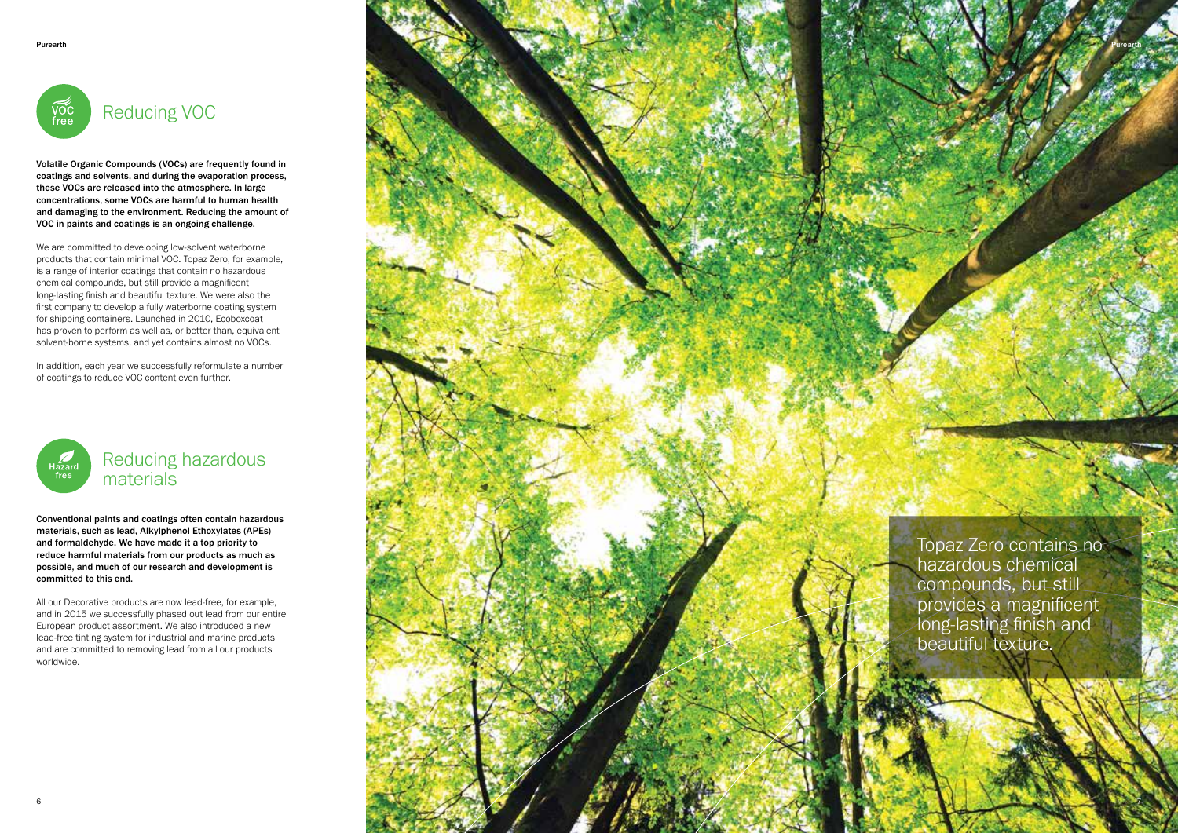## Reducing VOC

**Volatile Organic Compounds (VOCs) are frequently found in coatings and solvents, and during the evaporation process, these VOCs are released into the atmosphere. In large concentrations, some VOCs are harmful to human health and damaging to the environment. Reducing the amount of VOC in paints and coatings is an ongoing challenge.**

We are committed to developing low-solvent waterborne products that contain minimal VOC. Topaz Zero, for example, is a range of interior coatings that contain no hazardous chemical compounds, but still provide a magnificent long-lasting finish and beautiful texture. We were also the first company to develop a fully waterborne coating system for shipping containers. Launched in 2010, Ecoboxcoat has proven to perform as well as, or better than, equivalent solvent-borne systems, and yet contains almost no VOCs.

In addition, each year we successfully reformulate a number of coatings to reduce VOC content even further.

## Reducing hazardous materials

**Conventional paints and coatings often contain hazardous materials, such as lead, Alkylphenol Ethoxylates (APEs) and formaldehyde. We have made it a top priority to reduce harmful materials from our products as much as possible, and much of our research and development is committed to this end.**

All our Decorative products are now lead-free, for example, and in 2015 we successfully phased out lead from our entire European product assortment. We also introduced a new lead-free tinting system for industrial and marine products and are committed to removing lead from all our products worldwide.

Topaz Zero contains no hazardous chemical compounds, but still provides a magnificent long-lasting finish and beautiful texture.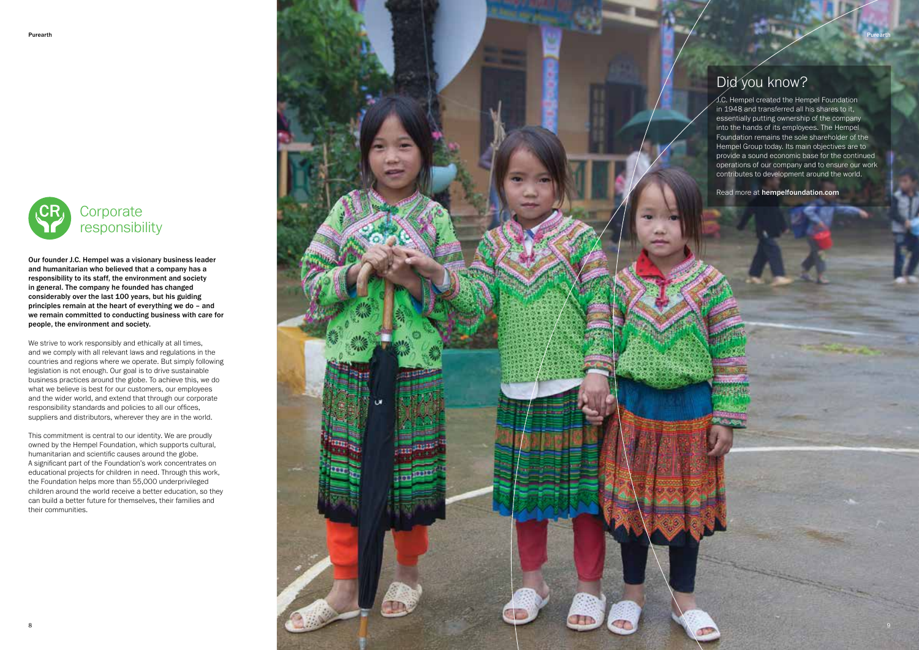## Corporate responsibility

**Our founder J.C. Hempel was a visionary business leader and humanitarian who believed that a company has a responsibility to its staff, the environment and society in general. The company he founded has changed considerably over the last 100 years, but his guiding principles remain at the heart of everything we do – and we remain committed to conducting business with care for people, the environment and society.**

We strive to work responsibly and ethically at all times, and we comply with all relevant laws and regulations in the countries and regions where we operate. But simply following legislation is not enough. Our goal is to drive sustainable business practices around the globe. To achieve this, we do what we believe is best for our customers, our employees and the wider world, and extend that through our corporate responsibility standards and policies to all our offices, suppliers and distributors, wherever they are in the world.

This commitment is central to our identity. We are proudly owned by the Hempel Foundation, which supports cultural, humanitarian and scientific causes around the globe. A significant part of the Foundation's work concentrates on educational projects for children in need. Through this work, the Foundation helps more than 55,000 underprivileged children around the world receive a better education, so they can build a better future for themselves, their families and their communities.

### Did you know?

J.C. Hempel created the Hempel Foundation in 1948 and transferred all his shares to it, essentially putting ownership of the company into the hands of its employees. The Hempel Foundation remains the sole shareholder of the Hempel Group today. Its main objectives are to provide a sound economic base for the continued operations of our company and to ensure our work contributes to development around the world.

Read more at **hempelfoundation.com**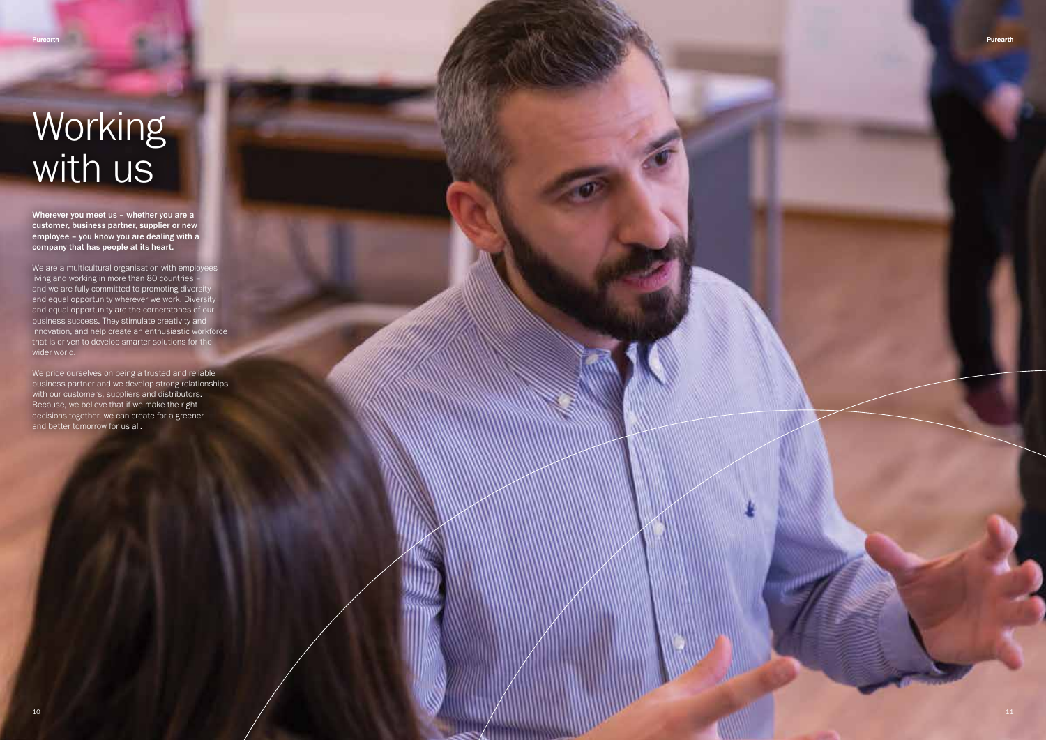# Working with us

**Wherever you meet us – whether you are a customer, business partner, supplier or new employee – you know you are dealing with a company that has people at its heart.**

We are a multicultural organisation with employees living and working in more than 80 countries – and we are fully committed to promoting diversity and equal opportunity wherever we work. Diversity and equal opportunity are the cornerstones of our business success. They stimulate creativity and innovation, and help create an enthusiastic workforce that is driven to develop smarter solutions for the wider world.

We pride ourselves on being a trusted and reliable business partner and we develop strong relationships with our customers, suppliers and distributors. Because, we believe that if we make the right decisions together, we can create for a greener and better tomorrow for us all.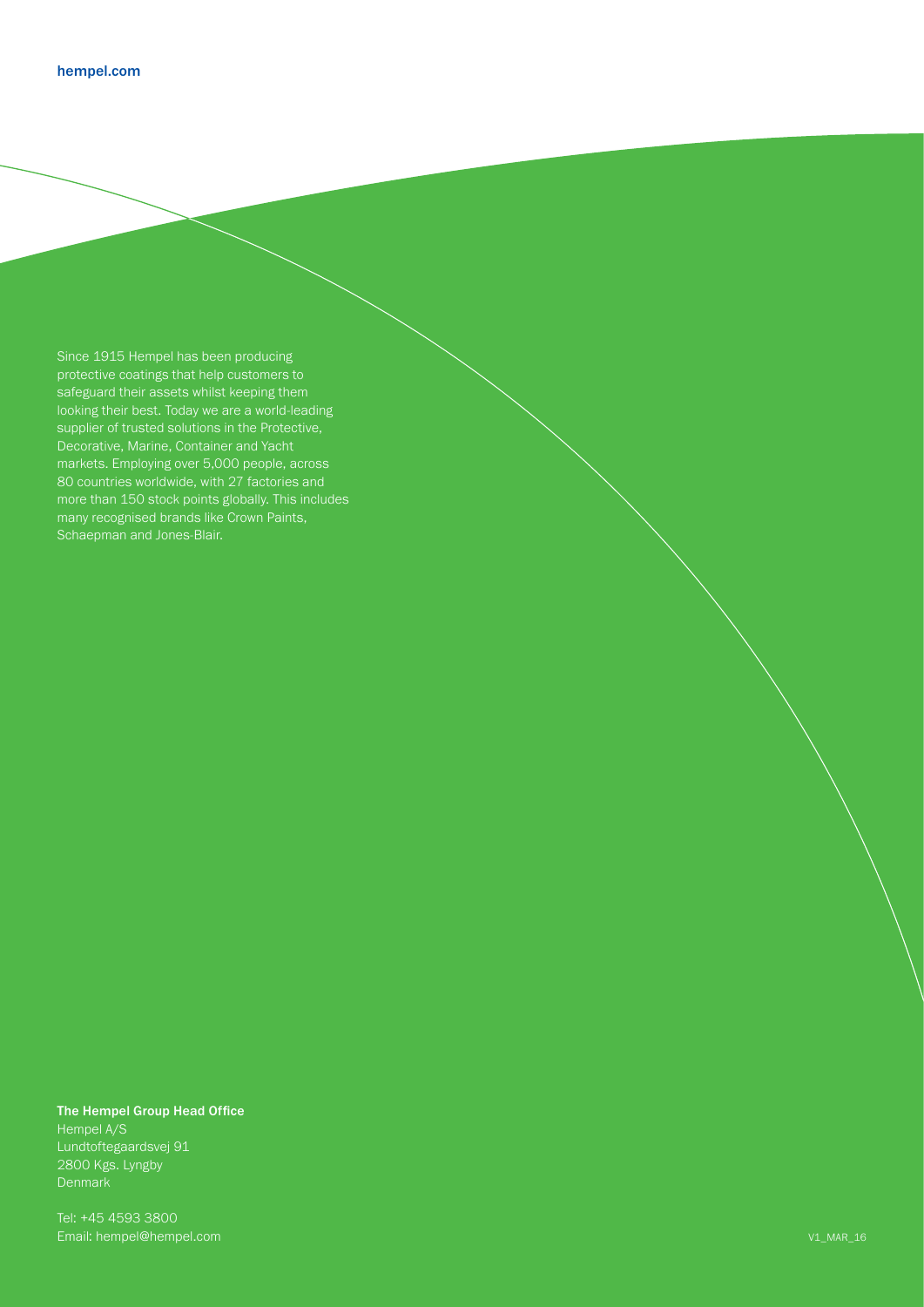hempel.com

Since 1915 Hempel has been producing protective coatings that help customers to safeguard their assets whilst keeping them looking their best. Today we are a world-leading supplier of trusted solutions in the Protective, Decorative, Marine, Container and Yacht markets. Employing over 5,000 people, across 80 countries worldwide, with 27 factories and more than 150 stock points globally. This includes many recognised brands like Crown Paints, Schaepman and Jones-Blair.

**The Hempel Group Head Office**
Hempel A/S
Lundtoftegaardsvej 91
2800 Kgs. Lyngby
Denmark

Tel: +45 4593 3800
Email: hempel@hempel.com

V1_MAR_16